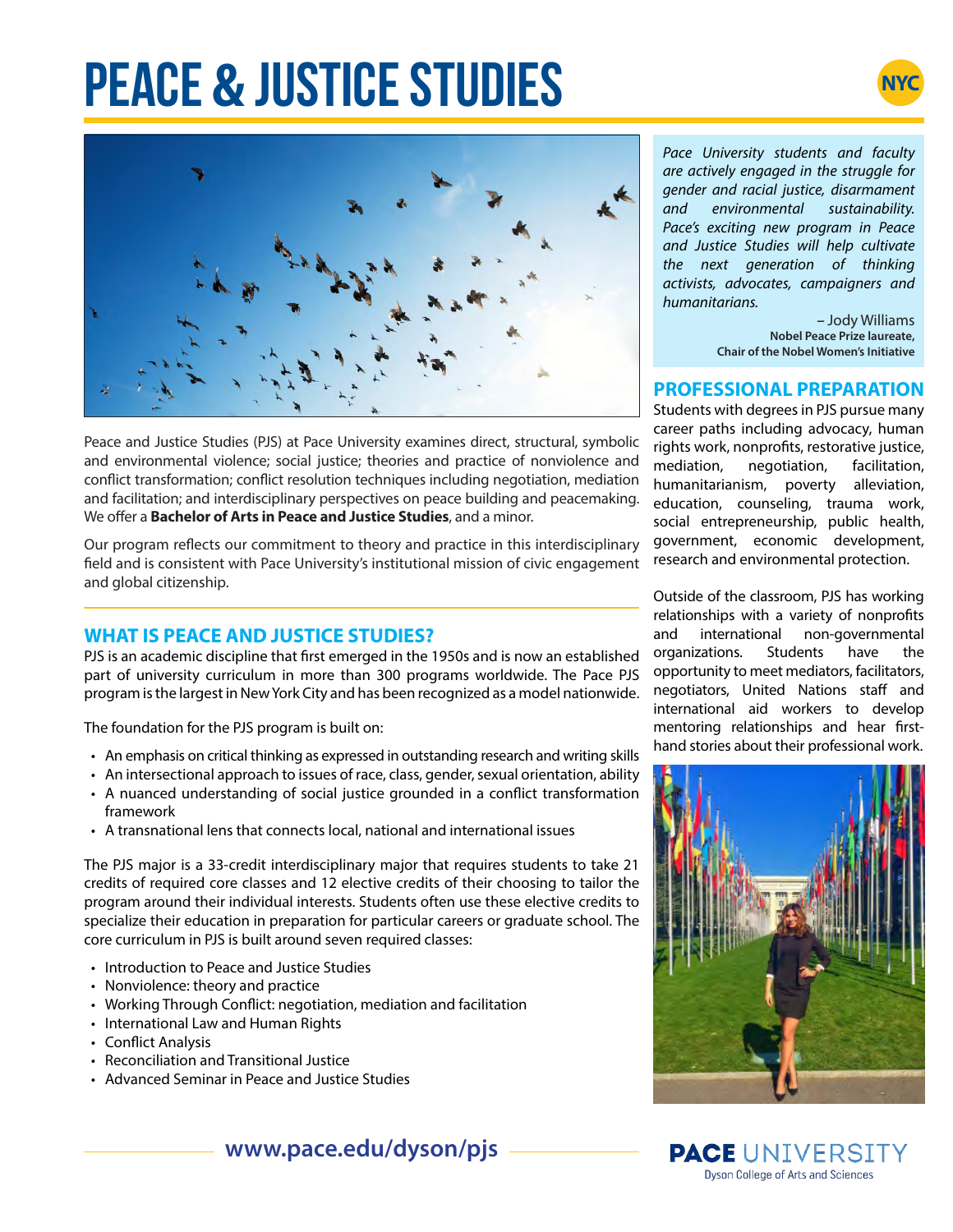# PEACE & JUSTICE STUDIES

NYC

Peace and Justice Studies (PJS) at Pace University examines direct, structural, symbolic and environmental violence; social justice; theories and practice of nonviolence and conflict transformation; conflict resolution techniques including negotiation, mediation and facilitation; and interdisciplinary perspectives on peace building and peacemaking. We offer a **Bachelor of Arts in Peace and Justice Studies**, and a minor.

Our program reflects our commitment to theory and practice in this interdisciplinary field and is consistent with Pace University's institutional mission of civic engagement and global citizenship.

## WHAT IS PEACE AND JUSTICE STUDIES?

PJS is an academic discipline that first emerged in the 1950s and is now an established part of university curriculum in more than 300 programs worldwide. The Pace PJS program is the largest in New York City and has been recognized as a model nationwide.

The foundation for the PJS program is built on:

- An emphasis on critical thinking as expressed in outstanding research and writing skills
- An intersectional approach to issues of race, class, gender, sexual orientation, ability
- A nuanced understanding of social justice grounded in a conflict transformation framework
- A transnational lens that connects local, national and international issues

The PJS major is a 33-credit interdisciplinary major that requires students to take 21 credits of required core classes and 12 elective credits of their choosing to tailor the program around their individual interests. Students often use these elective credits to specialize their education in preparation for particular careers or graduate school. The core curriculum in PJS is built around seven required classes:

- Introduction to Peace and Justice Studies
- Nonviolence: theory and practice
- Working Through Conflict: negotiation, mediation and facilitation
- International Law and Human Rights
- Conflict Analysis
- Reconciliation and Transitional Justice
- Advanced Seminar in Peace and Justice Studies

*Pace University students and faculty are actively engaged in the struggle for gender and racial justice, disarmament and environmental sustainability. Pace's exciting new program in Peace and Justice Studies will help cultivate the next generation of thinking activists, advocates, campaigners and humanitarians.*

– Jody Williams
**Nobel Peace Prize laureate, Chair of the Nobel Women's Initiative**

## PROFESSIONAL PREPARATION

Students with degrees in PJS pursue many career paths including advocacy, human rights work, nonprofits, restorative justice, mediation, negotiation, facilitation, humanitarianism, poverty alleviation, education, counseling, trauma work, social entrepreneurship, public health, government, economic development, research and environmental protection.

Outside of the classroom, PJS has working relationships with a variety of nonprofits and international non-governmental organizations. Students have the opportunity to meet mediators, facilitators, negotiators, United Nations staff and international aid workers to develop mentoring relationships and hear first-hand stories about their professional work.

www.pace.edu/dyson/pjs

PACE UNIVERSITY
Dyson College of Arts and Sciences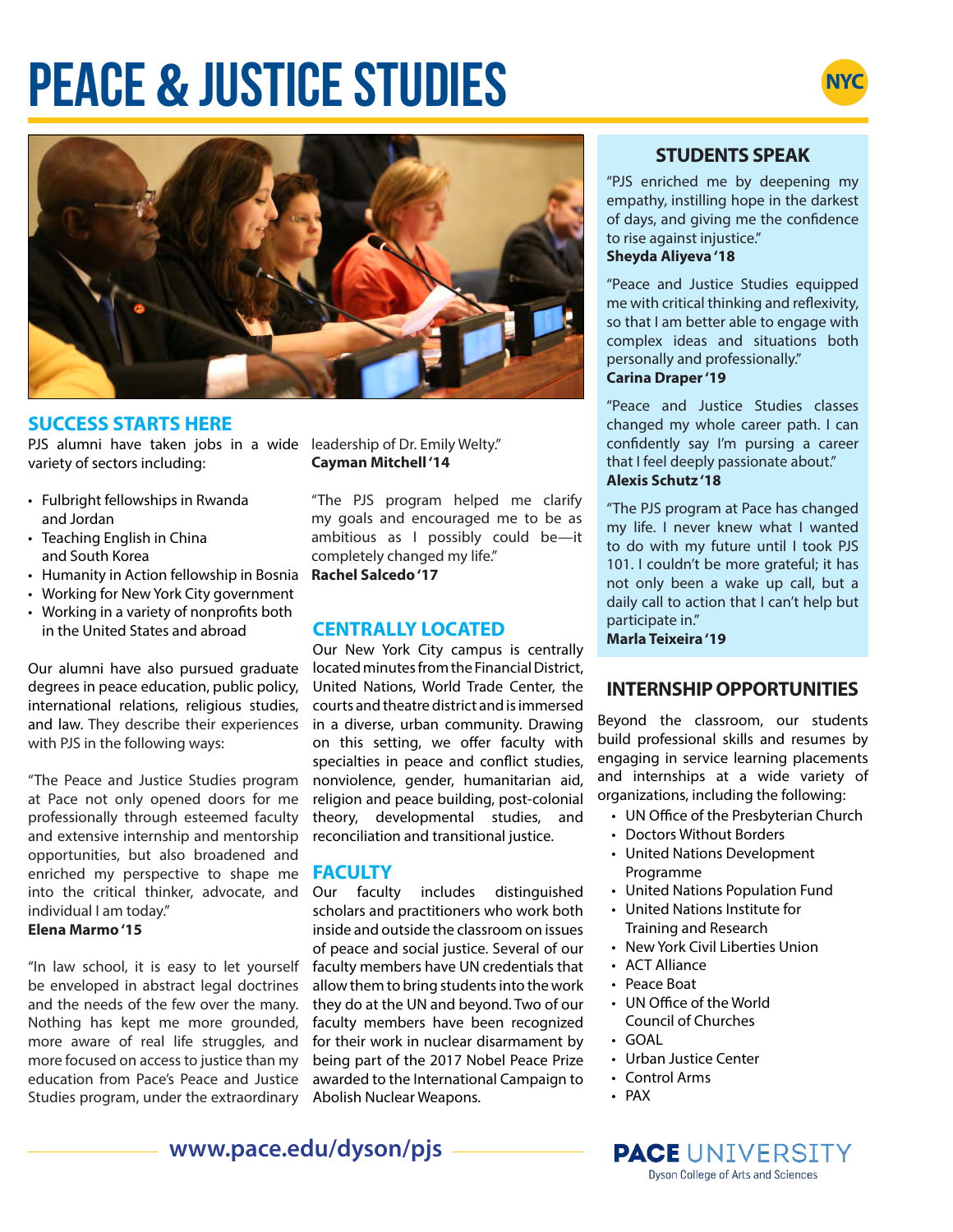# PEACE & JUSTICE STUDIES

NYC

## SUCCESS STARTS HERE

PJS alumni have taken jobs in a wide variety of sectors including:

- Fulbright fellowships in Rwanda and Jordan
- Teaching English in China and South Korea
- Humanity in Action fellowship in Bosnia
- Working for New York City government
- Working in a variety of nonprofits both in the United States and abroad

Our alumni have also pursued graduate degrees in peace education, public policy, international relations, religious studies, and law. They describe their experiences with PJS in the following ways:

"The Peace and Justice Studies program at Pace not only opened doors for me professionally through esteemed faculty and extensive internship and mentorship opportunities, but also broadened and enriched my perspective to shape me into the critical thinker, advocate, and individual I am today."
**Elena Marmo '15**

"In law school, it is easy to let yourself be enveloped in abstract legal doctrines and the needs of the few over the many. Nothing has kept me more grounded, more aware of real life struggles, and more focused on access to justice than my education from Pace's Peace and Justice Studies program, under the extraordinary leadership of Dr. Emily Welty."
**Cayman Mitchell '14**

"The PJS program helped me clarify my goals and encouraged me to be as ambitious as I possibly could be—it completely changed my life."
**Rachel Salcedo '17**

## CENTRALLY LOCATED

Our New York City campus is centrally located minutes from the Financial District, United Nations, World Trade Center, the courts and theatre district and is immersed in a diverse, urban community. Drawing on this setting, we offer faculty with specialties in peace and conflict studies, nonviolence, gender, humanitarian aid, religion and peace building, post-colonial theory, developmental studies, and reconciliation and transitional justice.

## FACULTY

Our faculty includes distinguished scholars and practitioners who work both inside and outside the classroom on issues of peace and social justice. Several of our faculty members have UN credentials that allow them to bring students into the work they do at the UN and beyond. Two of our faculty members have been recognized for their work in nuclear disarmament by being part of the 2017 Nobel Peace Prize awarded to the International Campaign to Abolish Nuclear Weapons.

## STUDENTS SPEAK

"PJS enriched me by deepening my empathy, instilling hope in the darkest of days, and giving me the confidence to rise against injustice."
**Sheyda Aliyeva '18**

"Peace and Justice Studies equipped me with critical thinking and reflexivity, so that I am better able to engage with complex ideas and situations both personally and professionally."
**Carina Draper '19**

"Peace and Justice Studies classes changed my whole career path. I can confidently say I'm pursuing a career that I feel deeply passionate about."
**Alexis Schutz '18**

"The PJS program at Pace has changed my life. I never knew what I wanted to do with my future until I took PJS 101. I couldn't be more grateful; it has not only been a wake up call, but a daily call to action that I can't help but participate in."
**Marla Teixeira '19**

## INTERNSHIP OPPORTUNITIES

Beyond the classroom, our students build professional skills and resumes by engaging in service learning placements and internships at a wide variety of organizations, including the following:

- UN Office of the Presbyterian Church
- Doctors Without Borders
- United Nations Development Programme
- United Nations Population Fund
- United Nations Institute for Training and Research
- New York Civil Liberties Union
- ACT Alliance
- Peace Boat
- UN Office of the World Council of Churches
- GOAL
- Urban Justice Center
- Control Arms
- PAX

www.pace.edu/dyson/pjs

PACE UNIVERSITY
Dyson College of Arts and Sciences